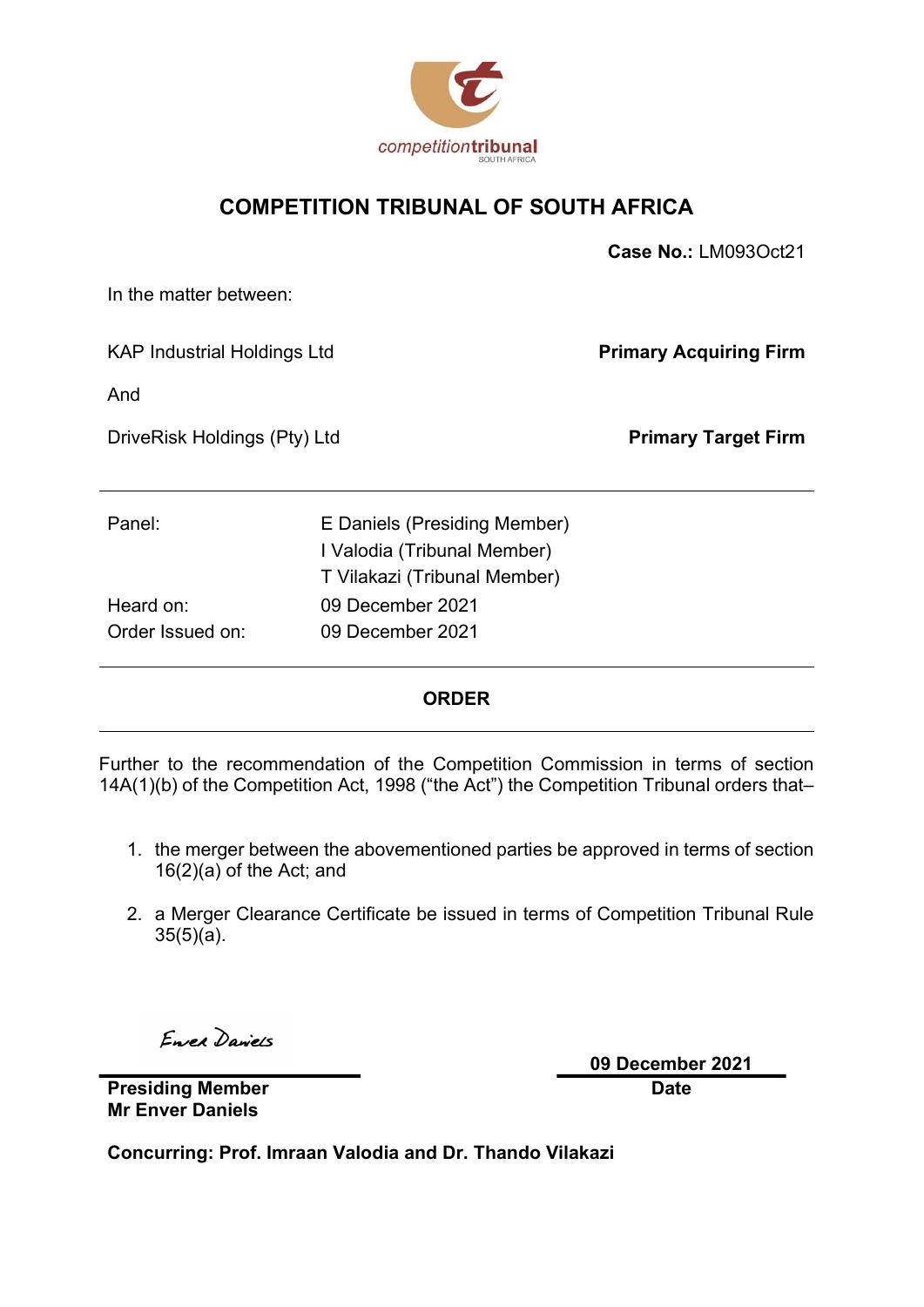competitiontribunal
SOUTH AFRICA

# COMPETITION TRIBUNAL OF SOUTH AFRICA

**Case No.:** LM093Oct21

In the matter between:

| | |
|---|---|
| KAP Industrial Holdings Ltd | **Primary Acquiring Firm** |
| And | |
| DriveRisk Holdings (Pty) Ltd | **Primary Target Firm** |

| | |
|---|---|
| Panel: | E Daniels (Presiding Member) |
| | I Valodia (Tribunal Member) |
| | T Vilakazi (Tribunal Member) |
| Heard on: | 09 December 2021 |
| Order Issued on: | 09 December 2021 |

## ORDER

Further to the recommendation of the Competition Commission in terms of section 14A(1)(b) of the Competition Act, 1998 ("the Act") the Competition Tribunal orders that–

1. the merger between the abovementioned parties be approved in terms of section 16(2)(a) of the Act; and
2. a Merger Clearance Certificate be issued in terms of Competition Tribunal Rule 35(5)(a).

Enver Daniels

**Presiding Member**
**Mr Enver Daniels**

**09 December 2021**
**Date**

**Concurring: Prof. Imraan Valodia and Dr. Thando Vilakazi**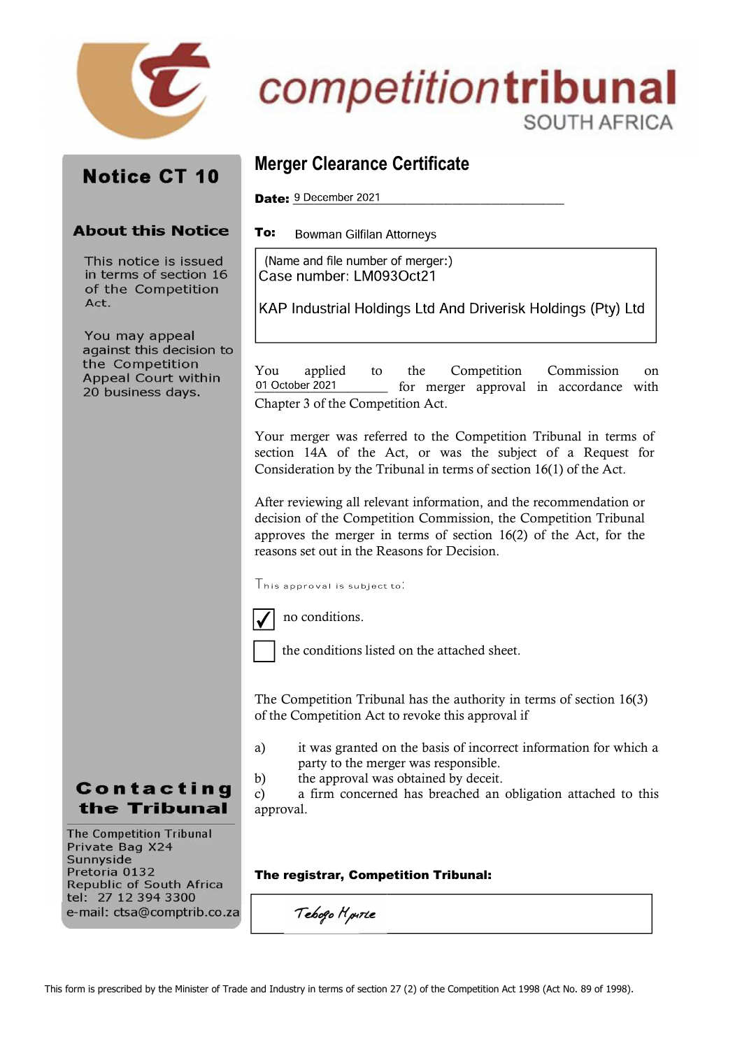competitiontribunal
SOUTH AFRICA

## Notice CT 10

### About this Notice

This notice is issued in terms of section 16 of the Competition Act.

You may appeal against this decision to the Competition Appeal Court within 20 business days.

# Merger Clearance Certificate

**Date:** 9 December 2021

**To:** Bowman Gilfilan Attorneys

(Name and file number of merger:)
Case number: LM093Oct21

KAP Industrial Holdings Ltd And Driverisk Holdings (Pty) Ltd

You applied to the Competition Commission on 01 October 2021 for merger approval in accordance with Chapter 3 of the Competition Act.

Your merger was referred to the Competition Tribunal in terms of section 14A of the Act, or was the subject of a Request for Consideration by the Tribunal in terms of section 16(1) of the Act.

After reviewing all relevant information, and the recommendation or decision of the Competition Commission, the Competition Tribunal approves the merger in terms of section 16(2) of the Act, for the reasons set out in the Reasons for Decision.

This approval is subject to:

- [x] no conditions.
- [ ] the conditions listed on the attached sheet.

The Competition Tribunal has the authority in terms of section 16(3) of the Competition Act to revoke this approval if

a) it was granted on the basis of incorrect information for which a party to the merger was responsible.
b) the approval was obtained by deceit.
c) a firm concerned has breached an obligation attached to this approval.

**The registrar, Competition Tribunal:**

Tebogo Mputle

### Contacting the Tribunal

The Competition Tribunal
Private Bag X24
Sunnyside
Pretoria 0132
Republic of South Africa
tel: 27 12 394 3300
e-mail: ctsa@comptrib.co.za

This form is prescribed by the Minister of Trade and Industry in terms of section 27 (2) of the Competition Act 1998 (Act No. 89 of 1998).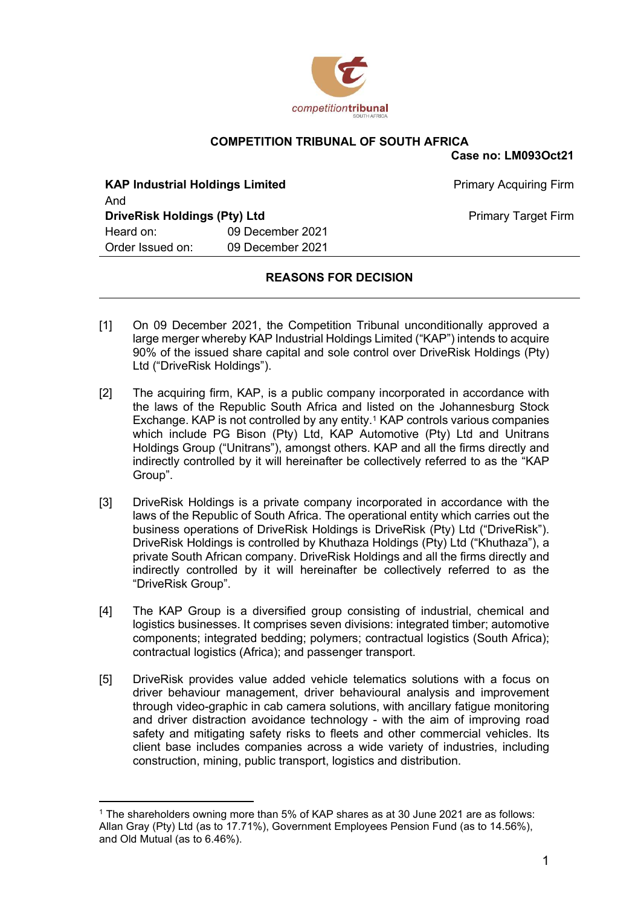**COMPETITION TRIBUNAL OF SOUTH AFRICA**

**Case no: LM093Oct21**

| | |
|---|---|
| **KAP Industrial Holdings Limited** | Primary Acquiring Firm |
| And | |
| **DriveRisk Holdings (Pty) Ltd** | Primary Target Firm |
| Heard on: 09 December 2021 | |
| Order Issued on: 09 December 2021 | |

**REASONS FOR DECISION**

[1] On 09 December 2021, the Competition Tribunal unconditionally approved a large merger whereby KAP Industrial Holdings Limited ("KAP") intends to acquire 90% of the issued share capital and sole control over DriveRisk Holdings (Pty) Ltd ("DriveRisk Holdings").

[2] The acquiring firm, KAP, is a public company incorporated in accordance with the laws of the Republic South Africa and listed on the Johannesburg Stock Exchange. KAP is not controlled by any entity.[1] KAP controls various companies which include PG Bison (Pty) Ltd, KAP Automotive (Pty) Ltd and Unitrans Holdings Group ("Unitrans"), amongst others. KAP and all the firms directly and indirectly controlled by it will hereinafter be collectively referred to as the "KAP Group".

[3] DriveRisk Holdings is a private company incorporated in accordance with the laws of the Republic of South Africa. The operational entity which carries out the business operations of DriveRisk Holdings is DriveRisk (Pty) Ltd ("DriveRisk"). DriveRisk Holdings is controlled by Khuthaza Holdings (Pty) Ltd ("Khuthaza"), a private South African company. DriveRisk Holdings and all the firms directly and indirectly controlled by it will hereinafter be collectively referred to as the "DriveRisk Group".

[4] The KAP Group is a diversified group consisting of industrial, chemical and logistics businesses. It comprises seven divisions: integrated timber; automotive components; integrated bedding; polymers; contractual logistics (South Africa); contractual logistics (Africa); and passenger transport.

[5] DriveRisk provides value added vehicle telematics solutions with a focus on driver behaviour management, driver behavioural analysis and improvement through video-graphic in cab camera solutions, with ancillary fatigue monitoring and driver distraction avoidance technology - with the aim of improving road safety and mitigating safety risks to fleets and other commercial vehicles. Its client base includes companies across a wide variety of industries, including construction, mining, public transport, logistics and distribution.

[1] The shareholders owning more than 5% of KAP shares as at 30 June 2021 are as follows: Allan Gray (Pty) Ltd (as to 17.71%), Government Employees Pension Fund (as to 14.56%), and Old Mutual (as to 6.46%).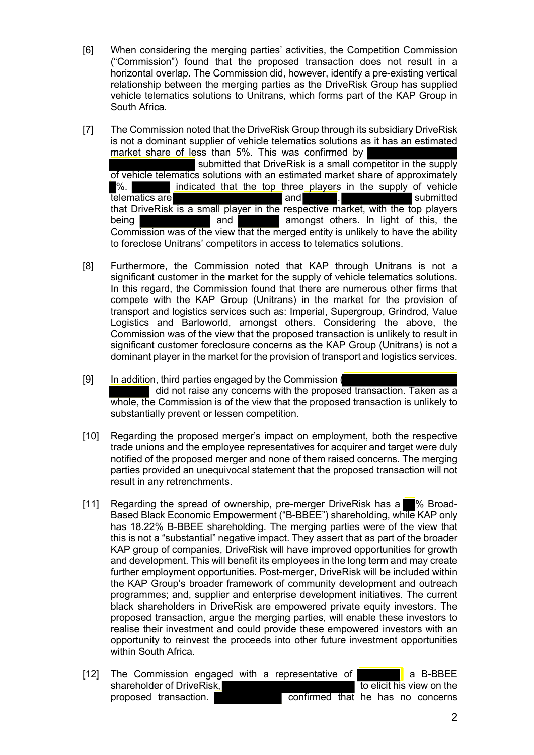[6] When considering the merging parties' activities, the Competition Commission ("Commission") found that the proposed transaction does not result in a horizontal overlap. The Commission did, however, identify a pre-existing vertical relationship between the merging parties as the DriveRisk Group has supplied vehicle telematics solutions to Unitrans, which forms part of the KAP Group in South Africa.

[7] The Commission noted that the DriveRisk Group through its subsidiary DriveRisk is not a dominant supplier of vehicle telematics solutions as it has an estimated market share of less than 5%. This was confirmed by [REDACTED] submitted that DriveRisk is a small competitor in the supply of vehicle telematics solutions with an estimated market share of approximately [REDACTED]%. [REDACTED] indicated that the top three players in the supply of vehicle telematics are [REDACTED] and [REDACTED]. [REDACTED] submitted that DriveRisk is a small player in the respective market, with the top players being [REDACTED] and [REDACTED] amongst others. In light of this, the Commission was of the view that the merged entity is unlikely to have the ability to foreclose Unitrans' competitors in access to telematics solutions.

[8] Furthermore, the Commission noted that KAP through Unitrans is not a significant customer in the market for the supply of vehicle telematics solutions. In this regard, the Commission found that there are numerous other firms that compete with the KAP Group (Unitrans) in the market for the provision of transport and logistics services such as: Imperial, Supergroup, Grindrod, Value Logistics and Barloworld, amongst others. Considering the above, the Commission was of the view that the proposed transaction is unlikely to result in significant customer foreclosure concerns as the KAP Group (Unitrans) is not a dominant player in the market for the provision of transport and logistics services.

[9] In addition, third parties engaged by the Commission ([REDACTED]) did not raise any concerns with the proposed transaction. Taken as a whole, the Commission is of the view that the proposed transaction is unlikely to substantially prevent or lessen competition.

[10] Regarding the proposed merger's impact on employment, both the respective trade unions and the employee representatives for acquirer and target were duly notified of the proposed merger and none of them raised concerns. The merging parties provided an unequivocal statement that the proposed transaction will not result in any retrenchments.

[11] Regarding the spread of ownership, pre-merger DriveRisk has a [REDACTED]% Broad-Based Black Economic Empowerment ("B-BBEE") shareholding, while KAP only has 18.22% B-BBEE shareholding. The merging parties were of the view that this is not a "substantial" negative impact. They assert that as part of the broader KAP group of companies, DriveRisk will have improved opportunities for growth and development. This will benefit its employees in the long term and may create further employment opportunities. Post-merger, DriveRisk will be included within the KAP Group's broader framework of community development and outreach programmes; and, supplier and enterprise development initiatives. The current black shareholders in DriveRisk are empowered private equity investors. The proposed transaction, argue the merging parties, will enable these investors to realise their investment and could provide these empowered investors with an opportunity to reinvest the proceeds into other future investment opportunities within South Africa.

[12] The Commission engaged with a representative of [REDACTED] a B-BBEE shareholder of DriveRisk, [REDACTED] to elicit his view on the proposed transaction. [REDACTED] confirmed that he has no concerns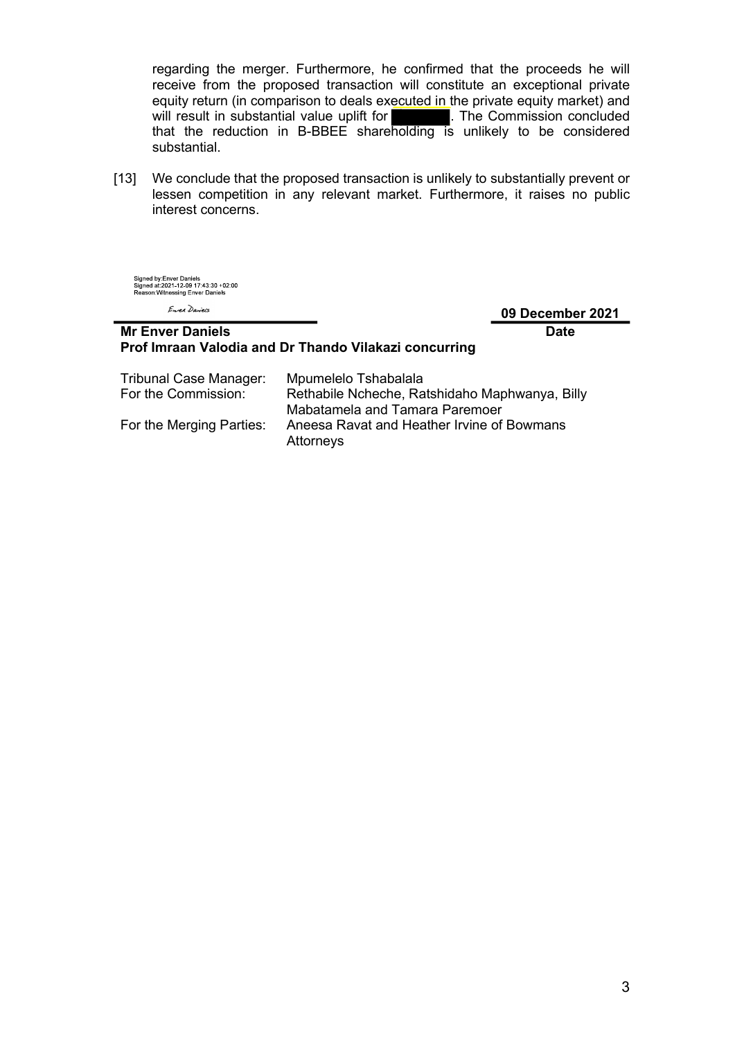regarding the merger. Furthermore, he confirmed that the proceeds he will receive from the proposed transaction will constitute an exceptional private equity return (in comparison to deals executed in the private equity market) and will result in substantial value uplift for [redacted]. The Commission concluded that the reduction in B-BBEE shareholding is unlikely to be considered substantial.

[13] We conclude that the proposed transaction is unlikely to substantially prevent or lessen competition in any relevant market. Furthermore, it raises no public interest concerns.

Signed by:Enver Daniels
Signed at:2021-12-09 17:43:30 +02:00
Reason:Witnessing Enver Daniels

Enver Daniels

**09 December 2021**

**Mr Enver Daniels** **Date**

**Prof Imraan Valodia and Dr Thando Vilakazi concurring**

| | |
|---|---|
| Tribunal Case Manager: | Mpumelelo Tshabalala |
| For the Commission: | Rethabile Ncheche, Ratshidaho Maphwanya, Billy Mabatamela and Tamara Paremoer |
| For the Merging Parties: | Aneesa Ravat and Heather Irvine of Bowmans Attorneys |